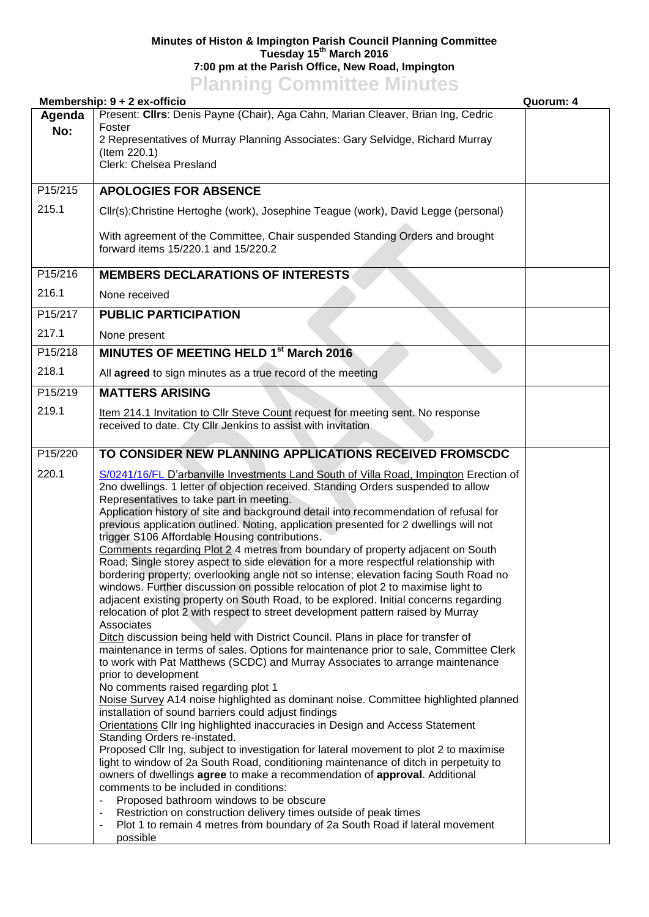**Minutes of Histon & Impington Parish Council Planning Committee**
**Tuesday 15th March 2016**
**7:00 pm at the Parish Office, New Road, Impington**

# Planning Committee Minutes

**Membership: 9 + 2 ex-officio** **Quorum: 4**

| Agenda No: | | |
|---|---|---|
| | Present: **Cllrs**: Denis Payne (Chair), Aga Cahn, Marian Cleaver, Brian Ing, Cedric Foster<br>2 Representatives of Murray Planning Associates: Gary Selvidge, Richard Murray (Item 220.1)<br>Clerk: Chelsea Presland | |
| P15/215 | **APOLOGIES FOR ABSENCE** | |
| 215.1 | Cllr(s):Christine Hertoghe (work), Josephine Teague (work), David Legge (personal)<br><br>With agreement of the Committee, Chair suspended Standing Orders and brought forward items 15/220.1 and 15/220.2 | |
| P15/216 | **MEMBERS DECLARATIONS OF INTERESTS** | |
| 216.1 | None received | |
| P15/217 | **PUBLIC PARTICIPATION** | |
| 217.1 | None present | |
| P15/218 | **MINUTES OF MEETING HELD 1st March 2016** | |
| 218.1 | All **agreed** to sign minutes as a true record of the meeting | |
| P15/219 | **MATTERS ARISING** | |
| 219.1 | Item 214.1 Invitation to Cllr Steve Count request for meeting sent. No response received to date. Cty Cllr Jenkins to assist with invitation | |
| P15/220 | **TO CONSIDER NEW PLANNING APPLICATIONS RECEIVED FROMSCDC** | |
| 220.1 | S/0241/16/FL D'arbanville Investments Land South of Villa Road, Impington Erection of 2no dwellings. 1 letter of objection received. Standing Orders suspended to allow Representatives to take part in meeting.<br>Application history of site and background detail into recommendation of refusal for previous application outlined. Noting, application presented for 2 dwellings will not trigger S106 Affordable Housing contributions.<br>Comments regarding Plot 2 4 metres from boundary of property adjacent on South Road; Single storey aspect to side elevation for a more respectful relationship with bordering property; overlooking angle not so intense; elevation facing South Road no windows. Further discussion on possible relocation of plot 2 to maximise light to adjacent existing property on South Road, to be explored. Initial concerns regarding relocation of plot 2 with respect to street development pattern raised by Murray Associates<br>Ditch discussion being held with District Council. Plans in place for transfer of maintenance in terms of sales. Options for maintenance prior to sale, Committee Clerk to work with Pat Matthews (SCDC) and Murray Associates to arrange maintenance prior to development<br>No comments raised regarding plot 1<br>Noise Survey A14 noise highlighted as dominant noise. Committee highlighted planned installation of sound barriers could adjust findings<br>Orientations Cllr Ing highlighted inaccuracies in Design and Access Statement<br>Standing Orders re-instated.<br>Proposed Cllr Ing, subject to investigation for lateral movement to plot 2 to maximise light to window of 2a South Road, conditioning maintenance of ditch in perpetuity to owners of dwellings **agree** to make a recommendation of **approval**. Additional comments to be included in conditions:<br>- Proposed bathroom windows to be obscure<br>- Restriction on construction delivery times outside of peak times<br>- Plot 1 to remain 4 metres from boundary of 2a South Road if lateral movement possible | |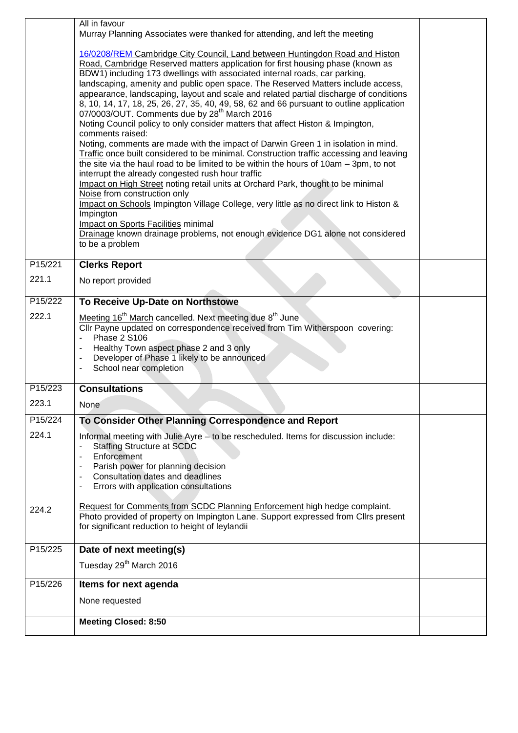| | | |
|---|---|---|
| | All in favour<br>Murray Planning Associates were thanked for attending, and left the meeting<br><br>16/0208/REM Cambridge City Council, Land between Huntingdon Road and Histon Road, Cambridge Reserved matters application for first housing phase (known as BDW1) including 173 dwellings with associated internal roads, car parking, landscaping, amenity and public open space. The Reserved Matters include access, appearance, landscaping, layout and scale and related partial discharge of conditions 8, 10, 14, 17, 18, 25, 26, 27, 35, 40, 49, 58, 62 and 66 pursuant to outline application 07/0003/OUT. Comments due by 28th March 2016<br>Noting Council policy to only consider matters that affect Histon & Impington, comments raised:<br>Noting, comments are made with the impact of Darwin Green 1 in isolation in mind.<br>Traffic once built considered to be minimal. Construction traffic accessing and leaving the site via the haul road to be limited to be within the hours of 10am – 3pm, to not interrupt the already congested rush hour traffic<br>Impact on High Street noting retail units at Orchard Park, thought to be minimal<br>Noise from construction only<br>Impact on Schools Impington Village College, very little as no direct link to Histon & Impington<br>Impact on Sports Facilities minimal<br>Drainage known drainage problems, not enough evidence DG1 alone not considered to be a problem | |
| P15/221 | **Clerks Report** | |
| 221.1 | No report provided | |
| P15/222 | **To Receive Up-Date on Northstowe** | |
| 222.1 | Meeting 16th March cancelled. Next meeting due 8th June<br>Cllr Payne updated on correspondence received from Tim Witherspoon covering:<br>- Phase 2 S106<br>- Healthy Town aspect phase 2 and 3 only<br>- Developer of Phase 1 likely to be announced<br>- School near completion | |
| P15/223 | **Consultations** | |
| 223.1 | None | |
| P15/224 | **To Consider Other Planning Correspondence and Report** | |
| 224.1 | Informal meeting with Julie Ayre – to be rescheduled. Items for discussion include:<br>- Staffing Structure at SCDC<br>- Enforcement<br>- Parish power for planning decision<br>- Consultation dates and deadlines<br>- Errors with application consultations | |
| 224.2 | Request for Comments from SCDC Planning Enforcement high hedge complaint. Photo provided of property on Impington Lane. Support expressed from Cllrs present for significant reduction to height of leylandii | |
| P15/225 | **Date of next meeting(s)** | |
| | Tuesday 29th March 2016 | |
| P15/226 | **Items for next agenda** | |
| | None requested | |
| | **Meeting Closed: 8:50** | |